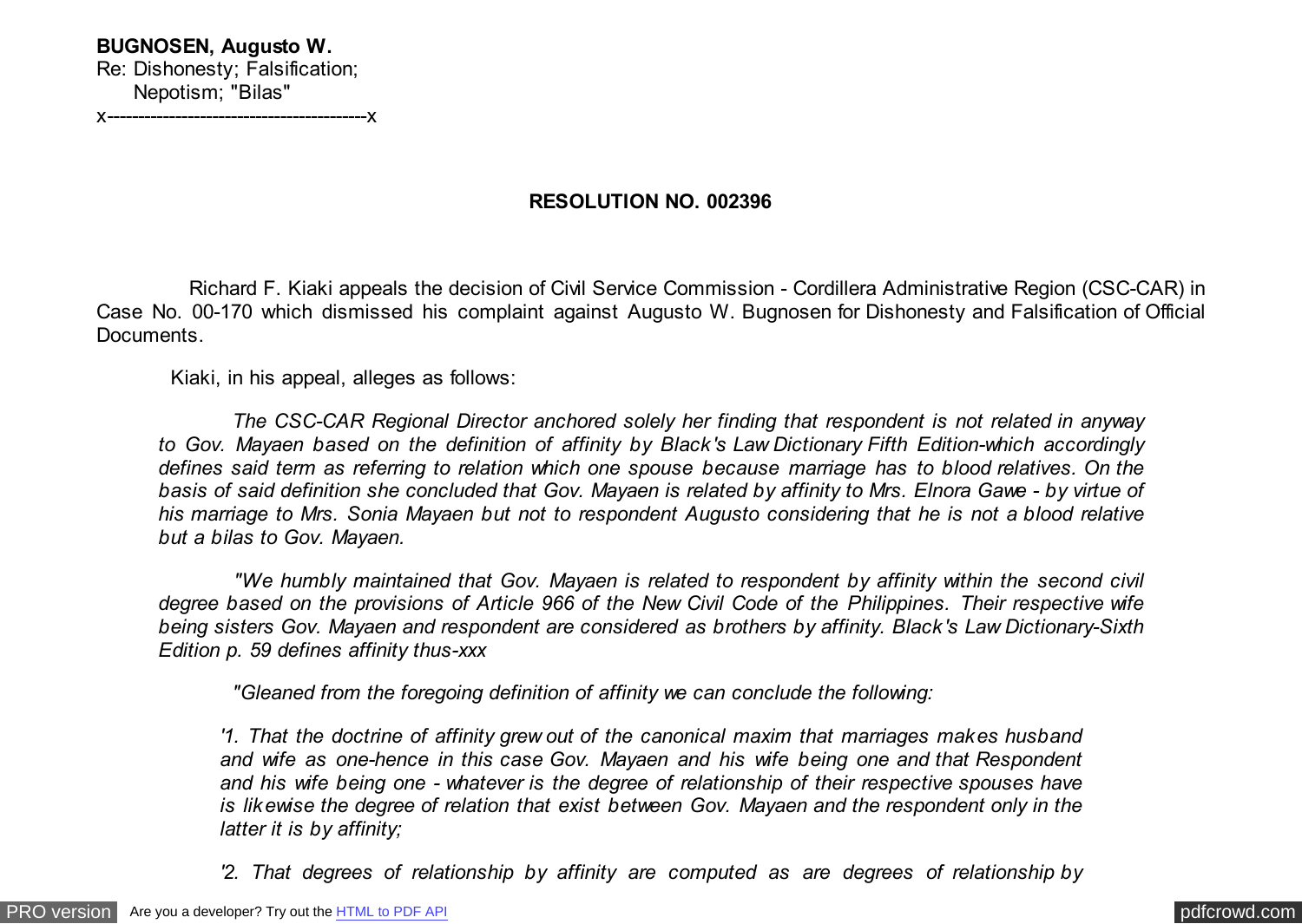**BUGNOSEN, Augusto W.**
Re: Dishonesty; Falsification;
Nepotism; "Bilas"
x------------------------------------------x

**RESOLUTION NO. 002396**

Richard F. Kiaki appeals the decision of Civil Service Commission - Cordillera Administrative Region (CSC-CAR) in Case No. 00-170 which dismissed his complaint against Augusto W. Bugnosen for Dishonesty and Falsification of Official Documents.

Kiaki, in his appeal, alleges as follows:

> *The CSC-CAR Regional Director anchored solely her finding that respondent is not related in anyway to Gov. Mayaen based on the definition of affinity by Black's Law Dictionary Fifth Edition-which accordingly defines said term as referring to relation which one spouse because marriage has to blood relatives. On the basis of said definition she concluded that Gov. Mayaen is related by affinity to Mrs. Elnora Gawe - by virtue of his marriage to Mrs. Sonia Mayaen but not to respondent Augusto considering that he is not a blood relative but a bilas to Gov. Mayaen.*
>
> *"We humbly maintained that Gov. Mayaen is related to respondent by affinity within the second civil degree based on the provisions of Article 966 of the New Civil Code of the Philippines. Their respective wife being sisters Gov. Mayaen and respondent are considered as brothers by affinity. Black's Law Dictionary-Sixth Edition p. 59 defines affinity thus-xxx*
>
> *"Gleaned from the foregoing definition of affinity we can conclude the following:*
>
> > *'1. That the doctrine of affinity grew out of the canonical maxim that marriages makes husband and wife as one-hence in this case Gov. Mayaen and his wife being one and that Respondent and his wife being one - whatever is the degree of relationship of their respective spouses have is likewise the degree of relation that exist between Gov. Mayaen and the respondent only in the latter it is by affinity;*
> >
> > *'2. That degrees of relationship by affinity are computed as are degrees of relationship by*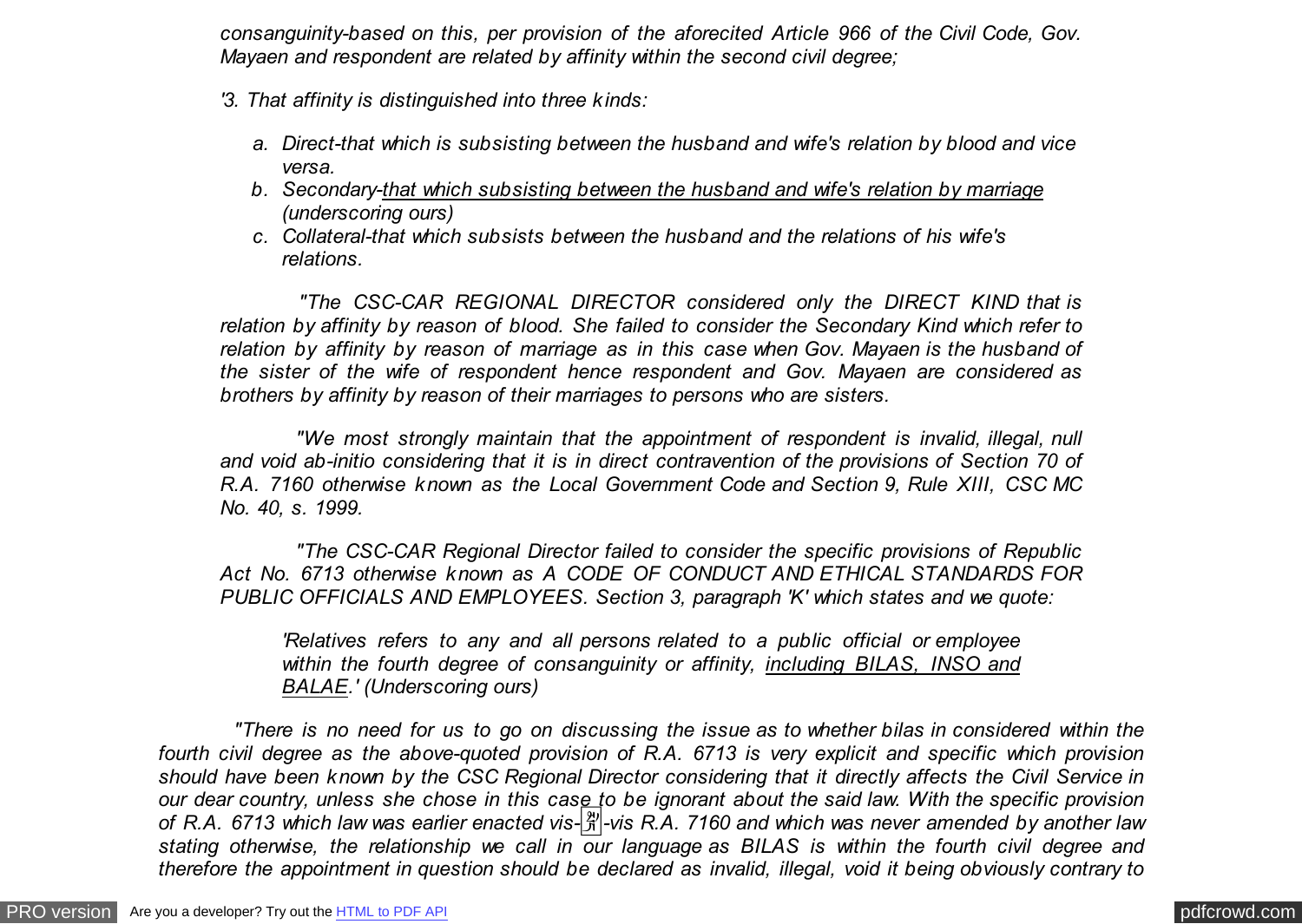*consanguinity-based on this, per provision of the aforecited Article 966 of the Civil Code, Gov. Mayaen and respondent are related by affinity within the second civil degree;*

*'3. That affinity is distinguished into three kinds:*

- a. *Direct-that which is subsisting between the husband and wife's relation by blood and vice versa.*
- b. *Secondary-<u>that which subsisting between the husband and wife's relation by marriage</u> (underscoring ours)*
- c. *Collateral-that which subsists between the husband and the relations of his wife's relations.*

*"The CSC-CAR REGIONAL DIRECTOR considered only the DIRECT KIND that is relation by affinity by reason of blood. She failed to consider the Secondary Kind which refer to relation by affinity by reason of marriage as in this case when Gov. Mayaen is the husband of the sister of the wife of respondent hence respondent and Gov. Mayaen are considered as brothers by affinity by reason of their marriages to persons who are sisters.*

*"We most strongly maintain that the appointment of respondent is invalid, illegal, null and void ab-initio considering that it is in direct contravention of the provisions of Section 70 of R.A. 7160 otherwise known as the Local Government Code and Section 9, Rule XIII, CSC MC No. 40, s. 1999.*

*"The CSC-CAR Regional Director failed to consider the specific provisions of Republic Act No. 6713 otherwise known as A CODE OF CONDUCT AND ETHICAL STANDARDS FOR PUBLIC OFFICIALS AND EMPLOYEES. Section 3, paragraph 'K' which states and we quote:*

> *'Relatives refers to any and all persons related to a public official or employee within the fourth degree of consanguinity or affinity, <u>including BILAS, INSO and BALAE</u>.' (Underscoring ours)*

*"There is no need for us to go on discussing the issue as to whether bilas in considered within the fourth civil degree as the above-quoted provision of R.A. 6713 is very explicit and specific which provision should have been known by the CSC Regional Director considering that it directly affects the Civil Service in our dear country, unless she chose in this case to be ignorant about the said law. With the specific provision of R.A. 6713 which law was earlier enacted vis-à-vis R.A. 7160 and which was never amended by another law stating otherwise, the relationship we call in our language as BILAS is within the fourth civil degree and therefore the appointment in question should be declared as invalid, illegal, void it being obviously contrary to*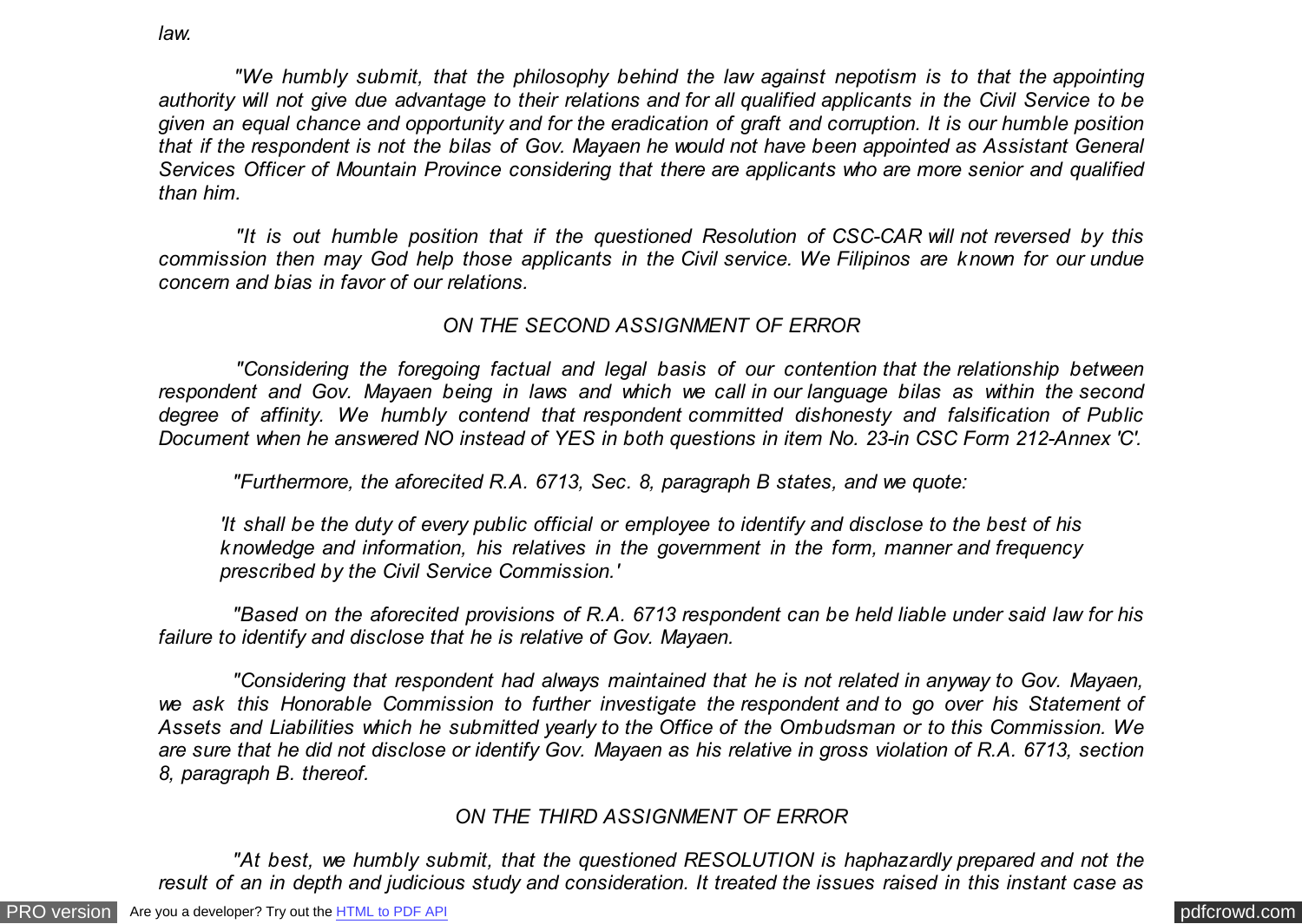*law.*

*"We humbly submit, that the philosophy behind the law against nepotism is to that the appointing authority will not give due advantage to their relations and for all qualified applicants in the Civil Service to be given an equal chance and opportunity and for the eradication of graft and corruption. It is our humble position that if the respondent is not the bilas of Gov. Mayaen he would not have been appointed as Assistant General Services Officer of Mountain Province considering that there are applicants who are more senior and qualified than him.*

*"It is out humble position that if the questioned Resolution of CSC-CAR will not reversed by this commission then may God help those applicants in the Civil service. We Filipinos are known for our undue concern and bias in favor of our relations.*

*ON THE SECOND ASSIGNMENT OF ERROR*

*"Considering the foregoing factual and legal basis of our contention that the relationship between respondent and Gov. Mayaen being in laws and which we call in our language bilas as within the second degree of affinity. We humbly contend that respondent committed dishonesty and falsification of Public Document when he answered NO instead of YES in both questions in item No. 23-in CSC Form 212-Annex 'C'.*

*"Furthermore, the aforecited R.A. 6713, Sec. 8, paragraph B states, and we quote:*

> *'It shall be the duty of every public official or employee to identify and disclose to the best of his knowledge and information, his relatives in the government in the form, manner and frequency prescribed by the Civil Service Commission.'*

*"Based on the aforecited provisions of R.A. 6713 respondent can be held liable under said law for his failure to identify and disclose that he is relative of Gov. Mayaen.*

*"Considering that respondent had always maintained that he is not related in anyway to Gov. Mayaen, we ask this Honorable Commission to further investigate the respondent and to go over his Statement of Assets and Liabilities which he submitted yearly to the Office of the Ombudsman or to this Commission. We are sure that he did not disclose or identify Gov. Mayaen as his relative in gross violation of R.A. 6713, section 8, paragraph B. thereof.*

*ON THE THIRD ASSIGNMENT OF ERROR*

*"At best, we humbly submit, that the questioned RESOLUTION is haphazardly prepared and not the result of an in depth and judicious study and consideration. It treated the issues raised in this instant case as*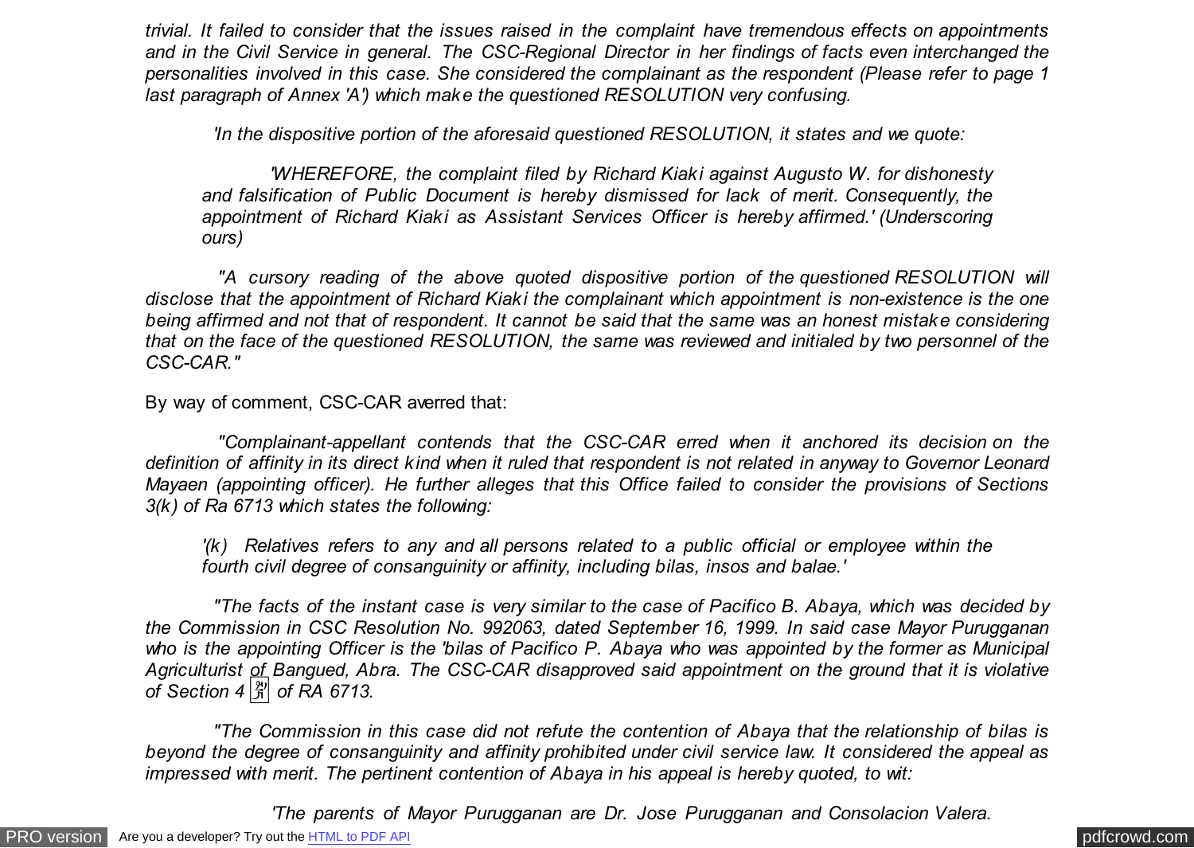*trivial. It failed to consider that the issues raised in the complaint have tremendous effects on appointments and in the Civil Service in general. The CSC-Regional Director in her findings of facts even interchanged the personalities involved in this case. She considered the complainant as the respondent (Please refer to page 1 last paragraph of Annex 'A') which make the questioned RESOLUTION very confusing.*

*'In the dispositive portion of the aforesaid questioned RESOLUTION, it states and we quote:*

> *'WHEREFORE, the complaint filed by Richard Kiaki against Augusto W. for dishonesty and falsification of Public Document is hereby dismissed for lack of merit. Consequently, the appointment of Richard Kiaki as Assistant Services Officer is hereby affirmed.' (Underscoring ours)*

*"A cursory reading of the above quoted dispositive portion of the questioned RESOLUTION will disclose that the appointment of Richard Kiaki the complainant which appointment is non-existence is the one being affirmed and not that of respondent. It cannot be said that the same was an honest mistake considering that on the face of the questioned RESOLUTION, the same was reviewed and initialed by two personnel of the CSC-CAR."*

By way of comment, CSC-CAR averred that:

*"Complainant-appellant contends that the CSC-CAR erred when it anchored its decision on the definition of affinity in its direct kind when it ruled that respondent is not related in anyway to Governor Leonard Mayaen (appointing officer). He further alleges that this Office failed to consider the provisions of Sections 3(k) of Ra 6713 which states the following:*

> *'(k) Relatives refers to any and all persons related to a public official or employee within the fourth civil degree of consanguinity or affinity, including bilas, insos and balae.'*

*"The facts of the instant case is very similar to the case of Pacifico B. Abaya, which was decided by the Commission in CSC Resolution No. 992063, dated September 16, 1999. In said case Mayor Purugganan who is the appointing Officer is the 'bilas of Pacifico P. Abaya who was appointed by the former as Municipal Agriculturist of Bangued, Abra. The CSC-CAR disapproved said appointment on the ground that it is violative of Section 4 ߞ of RA 6713.*

*"The Commission in this case did not refute the contention of Abaya that the relationship of bilas is beyond the degree of consanguinity and affinity prohibited under civil service law. It considered the appeal as impressed with merit. The pertinent contention of Abaya in his appeal is hereby quoted, to wit:*

> *'The parents of Mayor Purugganan are Dr. Jose Purugganan and Consolacion Valera.*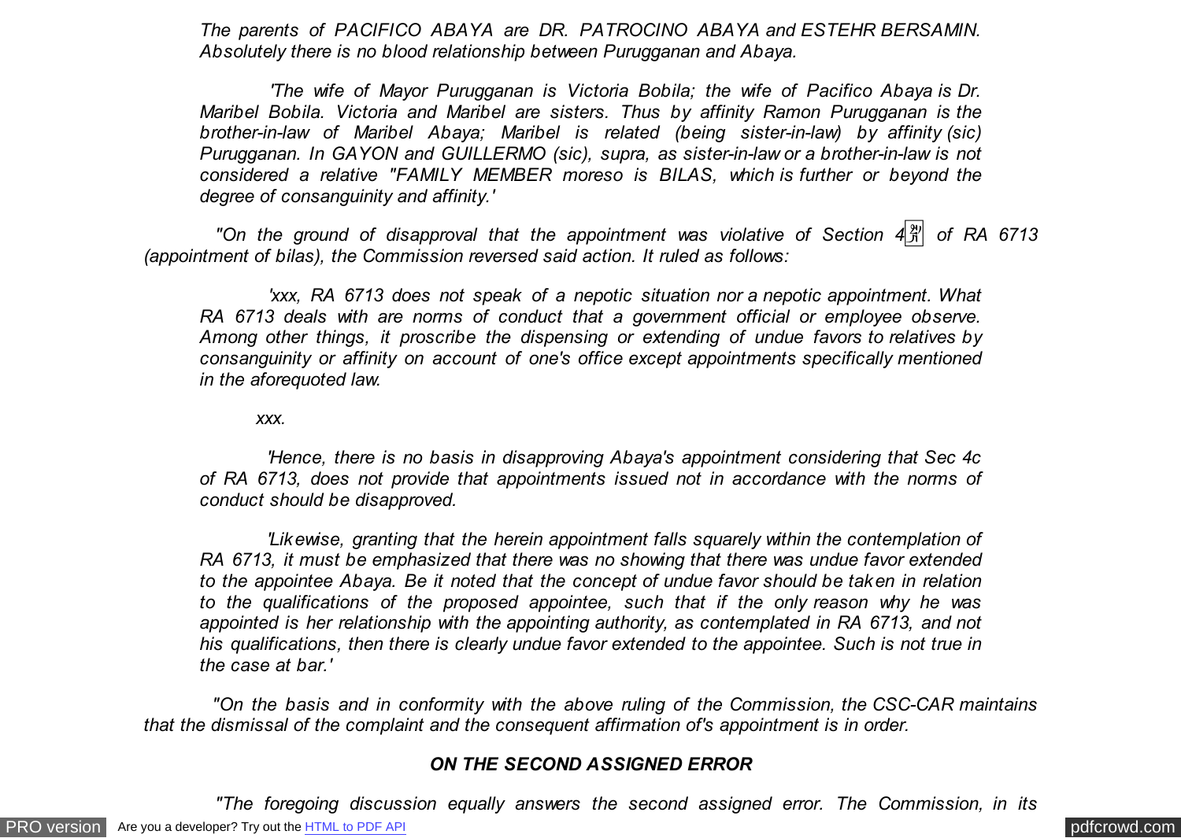*The parents of PACIFICO ABAYA are DR. PATROCINO ABAYA and ESTEHR BERSAMIN. Absolutely there is no blood relationship between Purugganan and Abaya.*

*'The wife of Mayor Purugganan is Victoria Bobila; the wife of Pacifico Abaya is Dr. Maribel Bobila. Victoria and Maribel are sisters. Thus by affinity Ramon Purugganan is the brother-in-law of Maribel Abaya; Maribel is related (being sister-in-law) by affinity (sic) Purugganan. In GAYON and GUILLERMO (sic), supra, as sister-in-law or a brother-in-law is not considered a relative "FAMILY MEMBER moreso is BILAS, which is further or beyond the degree of consanguinity and affinity.'*

*"On the ground of disapproval that the appointment was violative of Section 4 of RA 6713 (appointment of bilas), the Commission reversed said action. It ruled as follows:*

*'xxx, RA 6713 does not speak of a nepotic situation nor a nepotic appointment. What RA 6713 deals with are norms of conduct that a government official or employee observe. Among other things, it proscribe the dispensing or extending of undue favors to relatives by consanguinity or affinity on account of one's office except appointments specifically mentioned in the aforequoted law.*

*xxx.*

*'Hence, there is no basis in disapproving Abaya's appointment considering that Sec 4c of RA 6713, does not provide that appointments issued not in accordance with the norms of conduct should be disapproved.*

*'Likewise, granting that the herein appointment falls squarely within the contemplation of RA 6713, it must be emphasized that there was no showing that there was undue favor extended to the appointee Abaya. Be it noted that the concept of undue favor should be taken in relation to the qualifications of the proposed appointee, such that if the only reason why he was appointed is her relationship with the appointing authority, as contemplated in RA 6713, and not his qualifications, then there is clearly undue favor extended to the appointee. Such is not true in the case at bar.'*

*"On the basis and in conformity with the above ruling of the Commission, the CSC-CAR maintains that the dismissal of the complaint and the consequent affirmation of's appointment is in order.*

***ON THE SECOND ASSIGNED ERROR***

*"The foregoing discussion equally answers the second assigned error. The Commission, in its*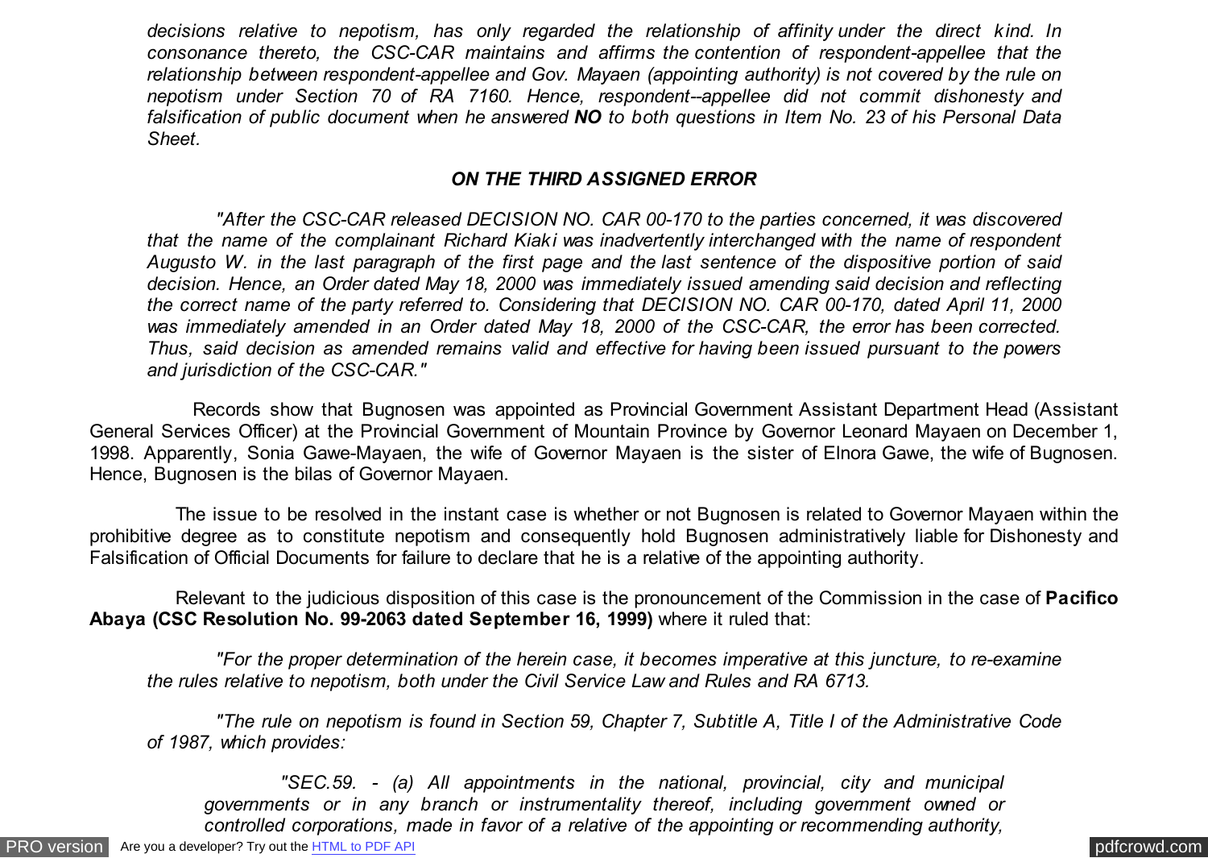*decisions relative to nepotism, has only regarded the relationship of affinity under the direct kind. In consonance thereto, the CSC-CAR maintains and affirms the contention of respondent-appellee that the relationship between respondent-appellee and Gov. Mayaen (appointing authority) is not covered by the rule on nepotism under Section 70 of RA 7160. Hence, respondent--appellee did not commit dishonesty and falsification of public document when he answered* ***NO*** *to both questions in Item No. 23 of his Personal Data Sheet.*

***ON THE THIRD ASSIGNED ERROR***

*"After the CSC-CAR released DECISION NO. CAR 00-170 to the parties concerned, it was discovered that the name of the complainant Richard Kiaki was inadvertently interchanged with the name of respondent Augusto W. in the last paragraph of the first page and the last sentence of the dispositive portion of said decision. Hence, an Order dated May 18, 2000 was immediately issued amending said decision and reflecting the correct name of the party referred to. Considering that DECISION NO. CAR 00-170, dated April 11, 2000 was immediately amended in an Order dated May 18, 2000 of the CSC-CAR, the error has been corrected. Thus, said decision as amended remains valid and effective for having been issued pursuant to the powers and jurisdiction of the CSC-CAR."*

Records show that Bugnosen was appointed as Provincial Government Assistant Department Head (Assistant General Services Officer) at the Provincial Government of Mountain Province by Governor Leonard Mayaen on December 1, 1998. Apparently, Sonia Gawe-Mayaen, the wife of Governor Mayaen is the sister of Elnora Gawe, the wife of Bugnosen. Hence, Bugnosen is the bilas of Governor Mayaen.

The issue to be resolved in the instant case is whether or not Bugnosen is related to Governor Mayaen within the prohibitive degree as to constitute nepotism and consequently hold Bugnosen administratively liable for Dishonesty and Falsification of Official Documents for failure to declare that he is a relative of the appointing authority.

Relevant to the judicious disposition of this case is the pronouncement of the Commission in the case of **Pacifico Abaya (CSC Resolution No. 99-2063 dated September 16, 1999)** where it ruled that:

*"For the proper determination of the herein case, it becomes imperative at this juncture, to re-examine the rules relative to nepotism, both under the Civil Service Law and Rules and RA 6713.*

*"The rule on nepotism is found in Section 59, Chapter 7, Subtitle A, Title I of the Administrative Code of 1987, which provides:*

*"SEC.59. - (a) All appointments in the national, provincial, city and municipal governments or in any branch or instrumentality thereof, including government owned or controlled corporations, made in favor of a relative of the appointing or recommending authority,*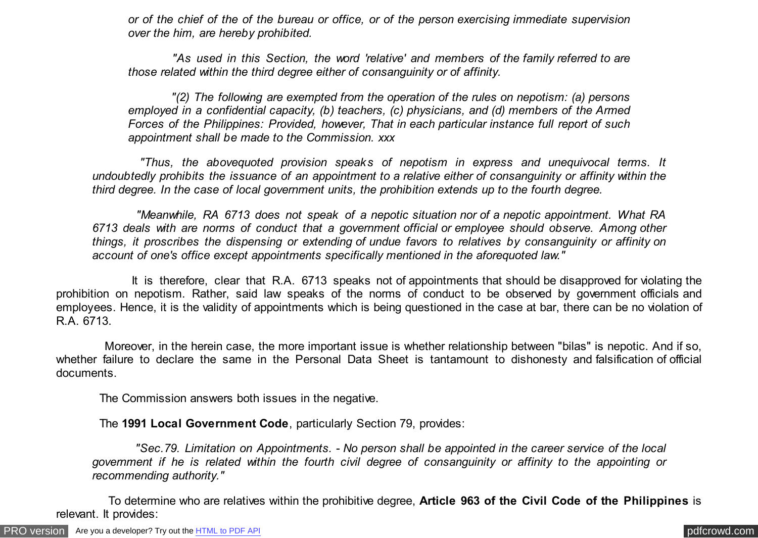*or of the chief of the of the bureau or office, or of the person exercising immediate supervision over the him, are hereby prohibited.*

*"As used in this Section, the word 'relative' and members of the family referred to are those related within the third degree either of consanguinity or of affinity.*

*"(2) The following are exempted from the operation of the rules on nepotism: (a) persons employed in a confidential capacity, (b) teachers, (c) physicians, and (d) members of the Armed Forces of the Philippines: Provided, however, That in each particular instance full report of such appointment shall be made to the Commission. xxx*

*"Thus, the abovequoted provision speaks of nepotism in express and unequivocal terms. It undoubtedly prohibits the issuance of an appointment to a relative either of consanguinity or affinity within the third degree. In the case of local government units, the prohibition extends up to the fourth degree.*

*"Meanwhile, RA 6713 does not speak of a nepotic situation nor of a nepotic appointment. What RA 6713 deals with are norms of conduct that a government official or employee should observe. Among other things, it proscribes the dispensing or extending of undue favors to relatives by consanguinity or affinity on account of one's office except appointments specifically mentioned in the aforequoted law."*

It is therefore, clear that R.A. 6713 speaks not of appointments that should be disapproved for violating the prohibition on nepotism. Rather, said law speaks of the norms of conduct to be observed by government officials and employees. Hence, it is the validity of appointments which is being questioned in the case at bar, there can be no violation of R.A. 6713.

Moreover, in the herein case, the more important issue is whether relationship between "bilas" is nepotic. And if so, whether failure to declare the same in the Personal Data Sheet is tantamount to dishonesty and falsification of official documents.

The Commission answers both issues in the negative.

The **1991 Local Government Code**, particularly Section 79, provides:

*"Sec.79. Limitation on Appointments. - No person shall be appointed in the career service of the local government if he is related within the fourth civil degree of consanguinity or affinity to the appointing or recommending authority."*

To determine who are relatives within the prohibitive degree, **Article 963 of the Civil Code of the Philippines** is relevant. It provides: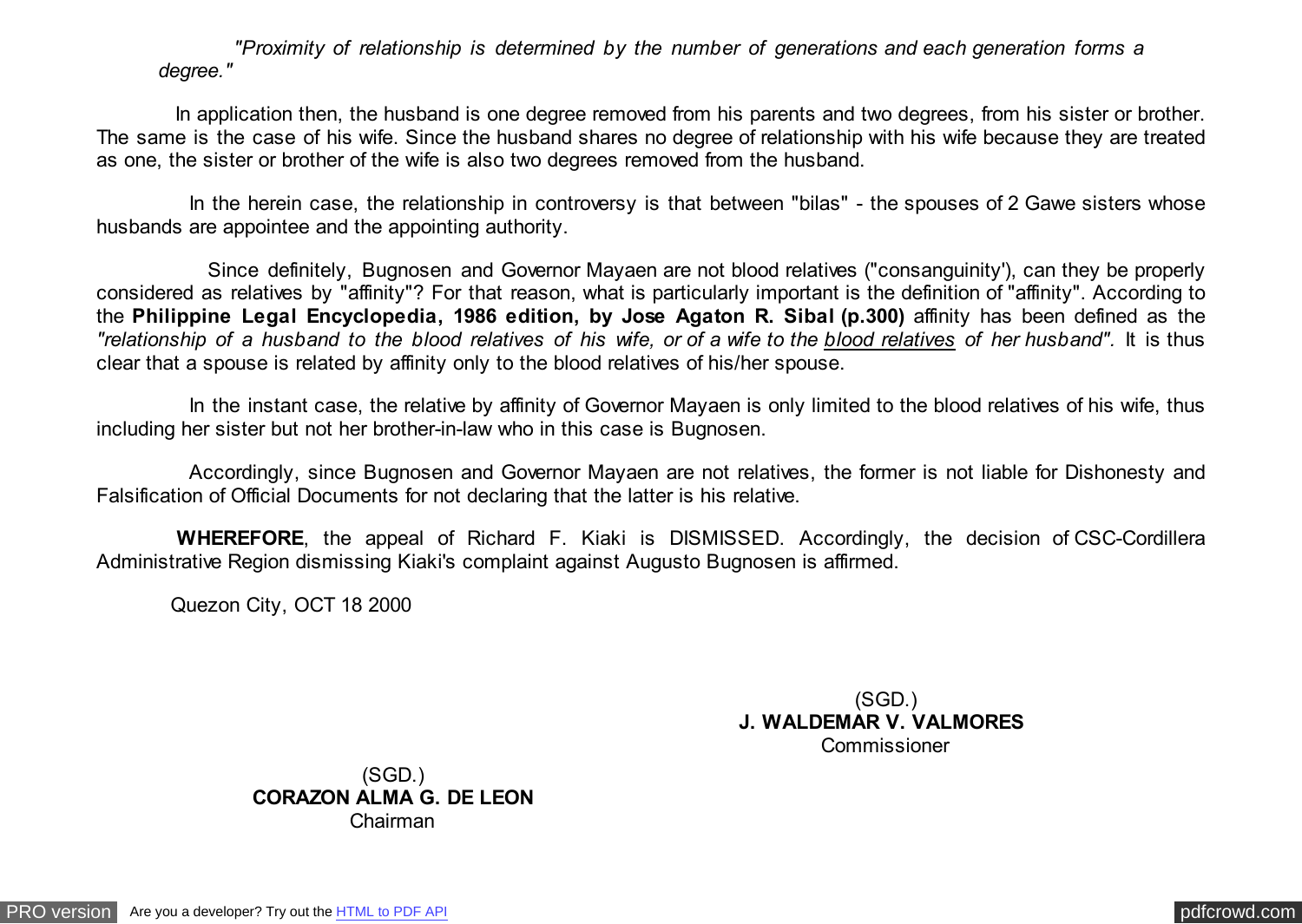*"Proximity of relationship is determined by the number of generations and each generation forms a degree."*

In application then, the husband is one degree removed from his parents and two degrees, from his sister or brother. The same is the case of his wife. Since the husband shares no degree of relationship with his wife because they are treated as one, the sister or brother of the wife is also two degrees removed from the husband.

In the herein case, the relationship in controversy is that between "bilas" - the spouses of 2 Gawe sisters whose husbands are appointee and the appointing authority.

Since definitely, Bugnosen and Governor Mayaen are not blood relatives ("consanguinity'), can they be properly considered as relatives by "affinity"? For that reason, what is particularly important is the definition of "affinity". According to the **Philippine Legal Encyclopedia, 1986 edition, by Jose Agaton R. Sibal (p.300)** affinity has been defined as the *"relationship of a husband to the blood relatives of his wife, or of a wife to the blood relatives of her husband".* It is thus clear that a spouse is related by affinity only to the blood relatives of his/her spouse.

In the instant case, the relative by affinity of Governor Mayaen is only limited to the blood relatives of his wife, thus including her sister but not her brother-in-law who in this case is Bugnosen.

Accordingly, since Bugnosen and Governor Mayaen are not relatives, the former is not liable for Dishonesty and Falsification of Official Documents for not declaring that the latter is his relative.

**WHEREFORE**, the appeal of Richard F. Kiaki is DISMISSED. Accordingly, the decision of CSC-Cordillera Administrative Region dismissing Kiaki's complaint against Augusto Bugnosen is affirmed.

Quezon City, OCT 18 2000

(SGD.)
**J. WALDEMAR V. VALMORES**
Commissioner

(SGD.)
**CORAZON ALMA G. DE LEON**
Chairman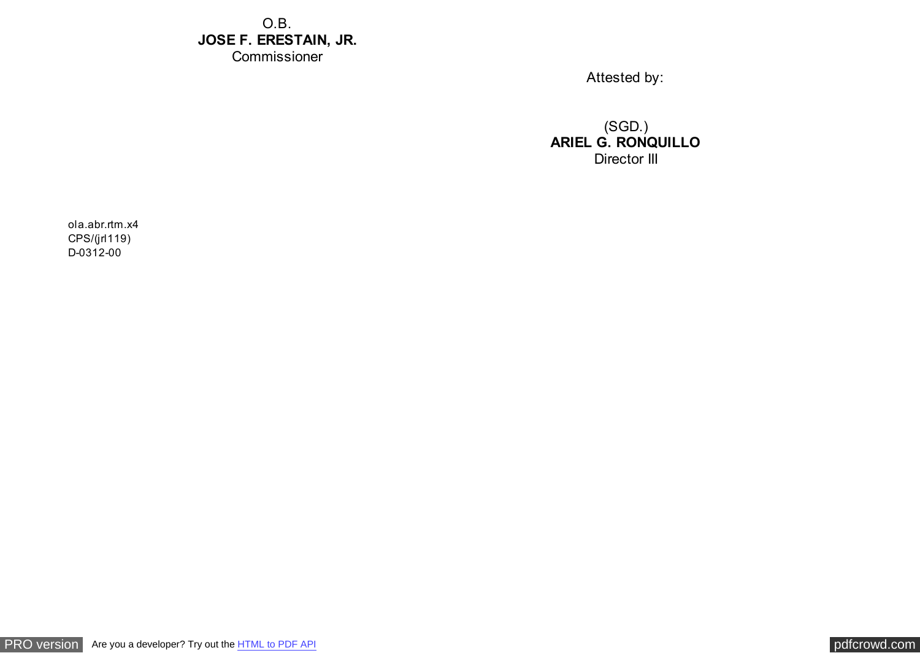O.B.
**JOSE F. ERESTAIN, JR.**
Commissioner

Attested by:

(SGD.)
**ARIEL G. RONQUILLO**
Director III

ola.abr.rtm.x4
CPS/(jrl119)
D-0312-00